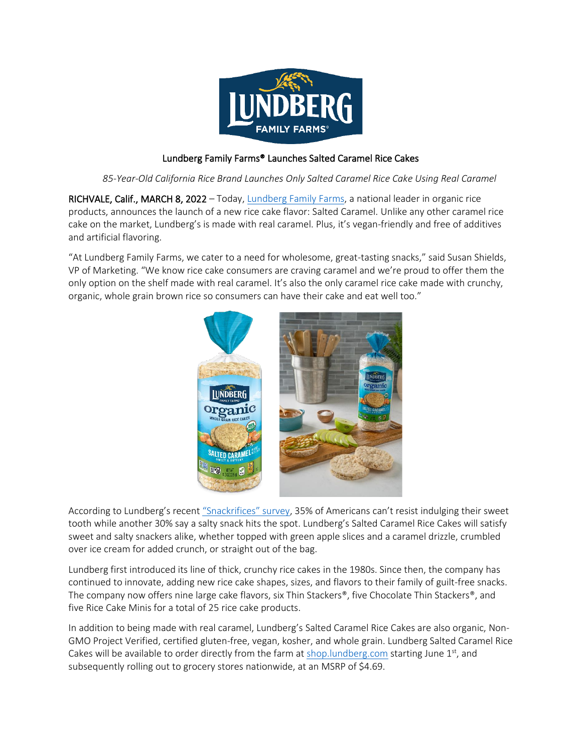# Lundberg Family Farms® Launches Salted Caramel Rice Cakes

*85-Year-Old California Rice Brand Launches Only Salted Caramel Rice Cake Using Real Caramel*

RICHVALE, Calif., MARCH 8, 2022 – Today, [Lundberg Family Farms](), a national leader in organic rice products, announces the launch of a new rice cake flavor: Salted Caramel. Unlike any other caramel rice cake on the market, Lundberg's is made with real caramel. Plus, it's vegan-friendly and free of additives and artificial flavoring.

"At Lundberg Family Farms, we cater to a need for wholesome, great-tasting snacks," said Susan Shields, VP of Marketing. "We know rice cake consumers are craving caramel and we're proud to offer them the only option on the shelf made with real caramel. It's also the only caramel rice cake made with crunchy, organic, whole grain brown rice so consumers can have their cake and eat well too."

According to Lundberg's recent ["Snackrifices" survey](), 35% of Americans can't resist indulging their sweet tooth while another 30% say a salty snack hits the spot. Lundberg's Salted Caramel Rice Cakes will satisfy sweet and salty snackers alike, whether topped with green apple slices and a caramel drizzle, crumbled over ice cream for added crunch, or straight out of the bag.

Lundberg first introduced its line of thick, crunchy rice cakes in the 1980s. Since then, the company has continued to innovate, adding new rice cake shapes, sizes, and flavors to their family of guilt-free snacks. The company now offers nine large cake flavors, six Thin Stackers®, five Chocolate Thin Stackers®, and five Rice Cake Minis for a total of 25 rice cake products.

In addition to being made with real caramel, Lundberg's Salted Caramel Rice Cakes are also organic, Non-GMO Project Verified, certified gluten-free, vegan, kosher, and whole grain. Lundberg Salted Caramel Rice Cakes will be available to order directly from the farm at [shop.lundberg.com]() starting June 1st, and subsequently rolling out to grocery stores nationwide, at an MSRP of $4.69.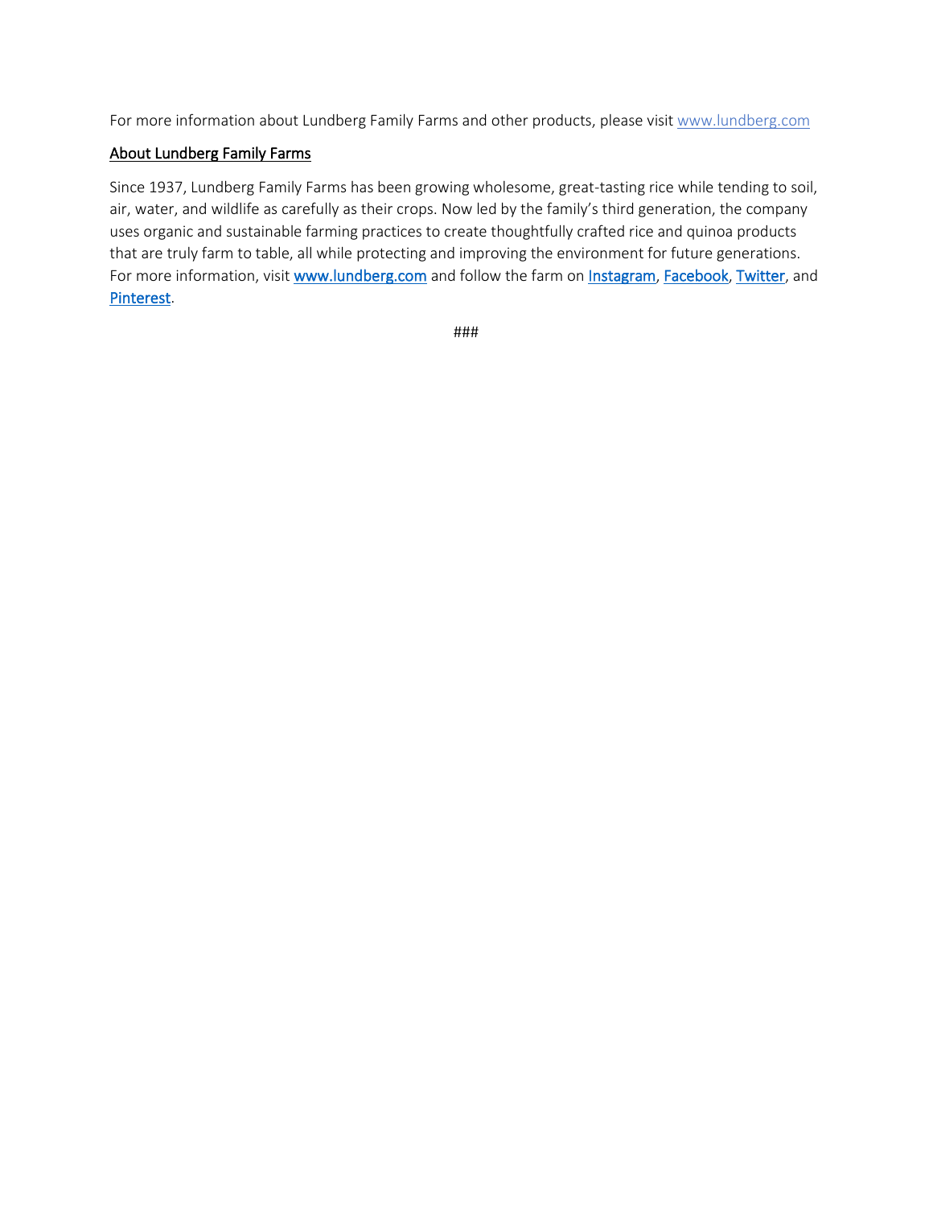For more information about Lundberg Family Farms and other products, please visit www.lundberg.com

## About Lundberg Family Farms

Since 1937, Lundberg Family Farms has been growing wholesome, great-tasting rice while tending to soil, air, water, and wildlife as carefully as their crops. Now led by the family's third generation, the company uses organic and sustainable farming practices to create thoughtfully crafted rice and quinoa products that are truly farm to table, all while protecting and improving the environment for future generations. For more information, visit www.lundberg.com and follow the farm on Instagram, Facebook, Twitter, and Pinterest.

###